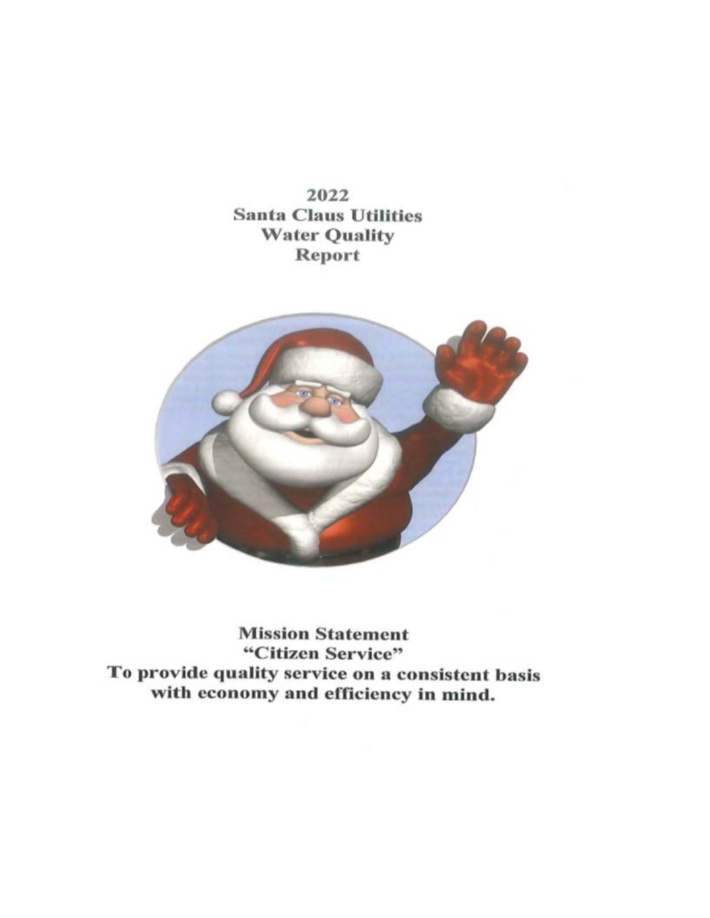# 2022
# Santa Claus Utilities
# Water Quality
# Report

**Mission Statement**
**"Citizen Service"**
**To provide quality service on a consistent basis with economy and efficiency in mind.**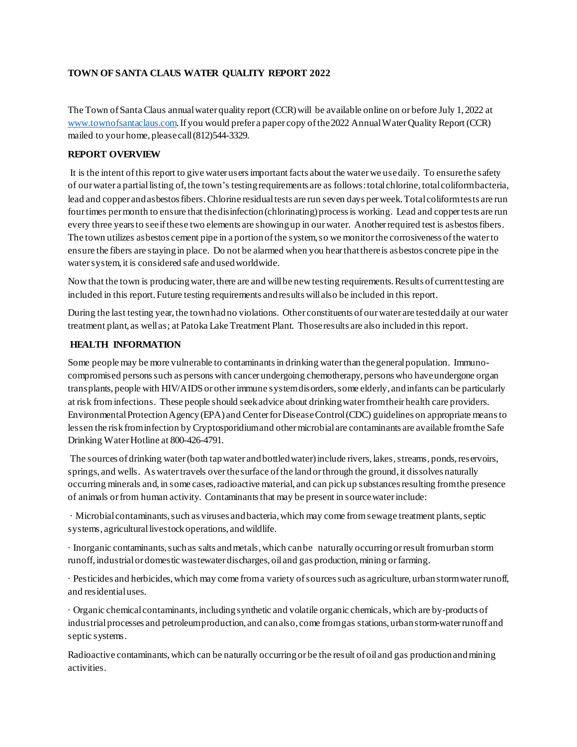**TOWN OF SANTA CLAUS WATER QUALITY REPORT 2022**

The Town of Santa Claus annual water quality report (CCR) will be available online on or before July 1, 2022 at [www.townofsantaclaus.com](www.townofsantaclaus.com). If you would prefer a paper copy of the 2022 Annual Water Quality Report (CCR) mailed to your home, please call (812)544-3329.

**REPORT OVERVIEW**

It is the intent of this report to give water users important facts about the water we use daily. To ensure the safety of our water a partial listing of, the town's testing requirements are as follows: total chlorine, total coliform bacteria, lead and copper and asbestos fibers. Chlorine residual tests are run seven days per week. Total coliform tests are run four times per month to ensure that the disinfection (chlorinating) process is working. Lead and copper tests are run every three years to see if these two elements are showing up in our water. Another required test is asbestos fibers. The town utilizes asbestos cement pipe in a portion of the system, so we monitor the corrosiveness of the water to ensure the fibers are staying in place. Do not be alarmed when you hear that there is asbestos concrete pipe in the water system, it is considered safe and used worldwide.

Now that the town is producing water, there are and will be new testing requirements. Results of current testing are included in this report. Future testing requirements and results will also be included in this report.

During the last testing year, the town had no violations. Other constituents of our water are tested daily at our water treatment plant, as well as; at Patoka Lake Treatment Plant. Those results are also included in this report.

**HEALTH INFORMATION**

Some people may be more vulnerable to contaminants in drinking water than the general population. Immuno-compromised persons such as persons with cancer undergoing chemotherapy, persons who have undergone organ transplants, people with HIV/AIDS or other immune system disorders, some elderly, and infants can be particularly at risk from infections. These people should seek advice about drinking water from their health care providers. Environmental Protection Agency (EPA) and Center for Disease Control (CDC) guidelines on appropriate means to lessen the risk from infection by Cryptosporidium and other microbial are contaminants are available from the Safe Drinking Water Hotline at 800-426-4791.

The sources of drinking water (both tap water and bottled water) include rivers, lakes, streams, ponds, reservoirs, springs, and wells. As water travels over the surface of the land or through the ground, it dissolves naturally occurring minerals and, in some cases, radioactive material, and can pick up substances resulting from the presence of animals or from human activity. Contaminants that may be present in source water include:

· Microbial contaminants, such as viruses and bacteria, which may come from sewage treatment plants, septic systems, agricultural livestock operations, and wildlife.

· Inorganic contaminants, such as salts and metals, which can be naturally occurring or result from urban storm runoff, industrial or domestic wastewater discharges, oil and gas production, mining or farming.

· Pesticides and herbicides, which may come from a variety of sources such as agriculture, urban storm water runoff, and residential uses.

· Organic chemical contaminants, including synthetic and volatile organic chemicals, which are by-products of industrial processes and petroleum production, and can also, come from gas stations, urban storm-water runoff and septic systems.

Radioactive contaminants, which can be naturally occurring or be the result of oil and gas production and mining activities.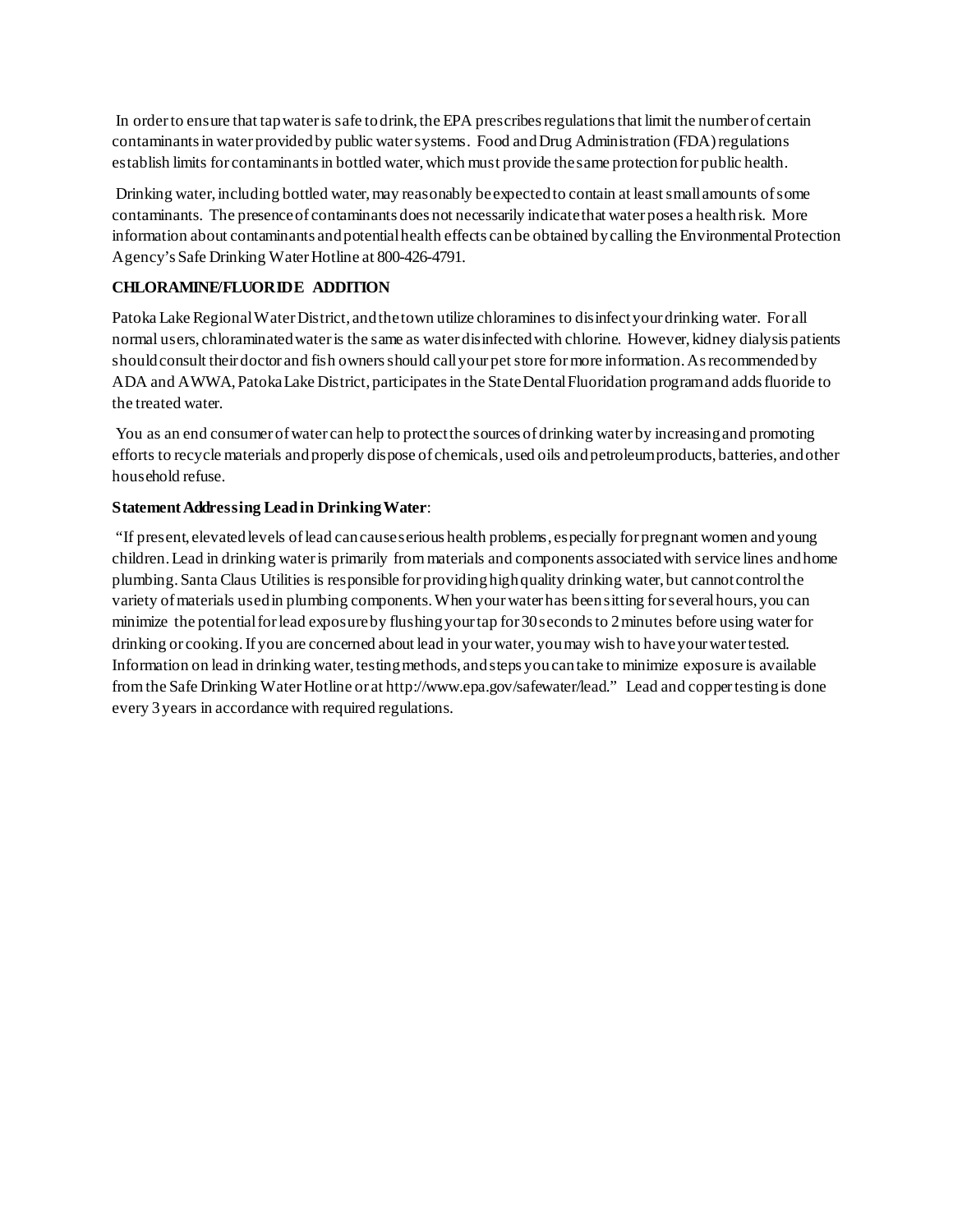In order to ensure that tap water is safe to drink, the EPA prescribes regulations that limit the number of certain contaminants in water provided by public water systems. Food and Drug Administration (FDA) regulations establish limits for contaminants in bottled water, which must provide the same protection for public health.

Drinking water, including bottled water, may reasonably be expected to contain at least small amounts of some contaminants. The presence of contaminants does not necessarily indicate that water poses a health risk. More information about contaminants and potential health effects can be obtained by calling the Environmental Protection Agency's Safe Drinking Water Hotline at 800-426-4791.

**CHLORAMINE/FLUORIDE ADDITION**

Patoka Lake Regional Water District, and the town utilize chloramines to disinfect your drinking water. For all normal users, chloraminated water is the same as water disinfected with chlorine. However, kidney dialysis patients should consult their doctor and fish owners should call your pet store for more information. As recommended by ADA and AWWA, Patoka Lake District, participates in the State Dental Fluoridation program and adds fluoride to the treated water.

You as an end consumer of water can help to protect the sources of drinking water by increasing and promoting efforts to recycle materials and properly dispose of chemicals, used oils and petroleum products, batteries, and other household refuse.

**Statement Addressing Lead in Drinking Water**:

"If present, elevated levels of lead can cause serious health problems, especially for pregnant women and young children. Lead in drinking water is primarily from materials and components associated with service lines and home plumbing. Santa Claus Utilities is responsible for providing high quality drinking water, but cannot control the variety of materials used in plumbing components. When your water has been sitting for several hours, you can minimize the potential for lead exposure by flushing your tap for 30 seconds to 2 minutes before using water for drinking or cooking. If you are concerned about lead in your water, you may wish to have your water tested. Information on lead in drinking water, testing methods, and steps you can take to minimize exposure is available from the Safe Drinking Water Hotline or at http://www.epa.gov/safewater/lead." Lead and copper testing is done every 3 years in accordance with required regulations.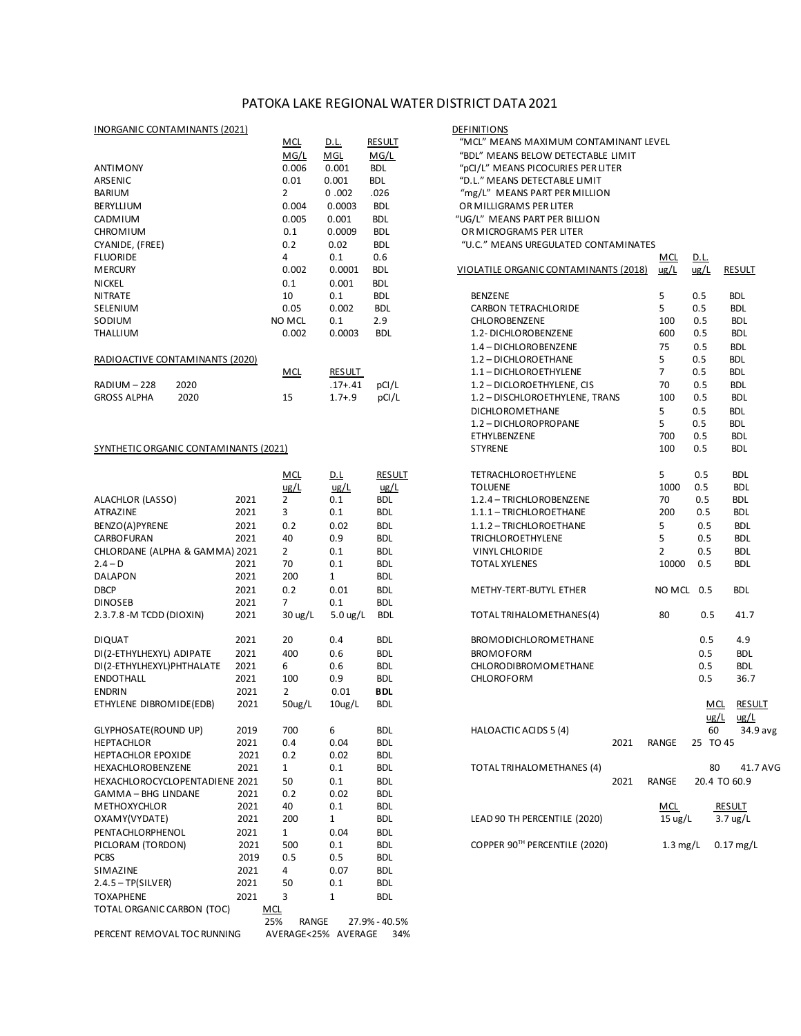# PATOKA LAKE REGIONAL WATER DISTRICT DATA 2021

## INORGANIC CONTAMINANTS (2021)

| | MCL MG/L | D.L. MGL | RESULT MG/L |
|---|---|---|---|
| ANTIMONY | 0.006 | 0.001 | BDL |
| ARSENIC | 0.01 | 0.001 | BDL |
| BARIUM | 2 | 0 .002 | .026 |
| BERYLLIUM | 0.004 | 0.0003 | BDL |
| CADMIUM | 0.005 | 0.001 | BDL |
| CHROMIUM | 0.1 | 0.0009 | BDL |
| CYANIDE, (FREE) | 0.2 | 0.02 | BDL |
| FLUORIDE | 4 | 0.1 | 0.6 |
| MERCURY | 0.002 | 0.0001 | BDL |
| NICKEL | 0.1 | 0.001 | BDL |
| NITRATE | 10 | 0.1 | BDL |
| SELENIUM | 0.05 | 0.002 | BDL |
| SODIUM | NO MCL | 0.1 | 2.9 |
| THALLIUM | 0.002 | 0.0003 | BDL |

## RADIOACTIVE CONTAMINANTS (2020)

| | | MCL | RESULT | |
|---|---|---|---|---|
| RADIUM – 228 | 2020 | | .17+.41 | pCI/L |
| GROSS ALPHA | 2020 | 15 | 1.7+.9 | pCI/L |

## SYNTHETIC ORGANIC CONTAMINANTS (2021)

| | | MCL ug/L | D.L ug/L | RESULT ug/L |
|---|---|---|---|---|
| ALACHLOR (LASSO) | 2021 | 2 | 0.1 | BDL |
| ATRAZINE | 2021 | 3 | 0.1 | BDL |
| BENZO(A)PYRENE | 2021 | 0.2 | 0.02 | BDL |
| CARBOFURAN | 2021 | 40 | 0.9 | BDL |
| CHLORDANE (ALPHA & GAMMA) | 2021 | 2 | 0.1 | BDL |
| 2.4 – D | 2021 | 70 | 0.1 | BDL |
| DALAPON | 2021 | 200 | 1 | BDL |
| DBCP | 2021 | 0.2 | 0.01 | BDL |
| DINOSEB | 2021 | 7 | 0.1 | BDL |
| 2.3.7.8 -M TCDD (DIOXIN) | 2021 | 30 ug/L | 5.0 ug/L | BDL |
| DIQUAT | 2021 | 20 | 0.4 | BDL |
| DI(2-ETHYLHEXYL) ADIPATE | 2021 | 400 | 0.6 | BDL |
| DI(2-ETHYLHEXYL)PHTHALATE | 2021 | 6 | 0.6 | BDL |
| ENDOTHALL | 2021 | 100 | 0.9 | BDL |
| ENDRIN | 2021 | 2 | 0.01 | **BDL** |
| ETHYLENE DIBROMIDE(EDB) | 2021 | 50ug/L | 10ug/L | BDL |
| GLYPHOSATE(ROUND UP) | 2019 | 700 | 6 | BDL |
| HEPTACHLOR | 2021 | 0.4 | 0.04 | BDL |
| HEPTACHLOR EPOXIDE | 2021 | 0.2 | 0.02 | BDL |
| HEXACHLOROBENZENE | 2021 | 1 | 0.1 | BDL |
| HEXACHLOROCYCLOPENTADIENE | 2021 | 50 | 0.1 | BDL |
| GAMMA – BHG LINDANE | 2021 | 0.2 | 0.02 | BDL |
| METHOXYCHLOR | 2021 | 40 | 0.1 | BDL |
| OXAMY(VYDATE) | 2021 | 200 | 1 | BDL |
| PENTACHLORPHENOL | 2021 | 1 | 0.04 | BDL |
| PICLORAM (TORDON) | 2021 | 500 | 0.1 | BDL |
| PCBS | 2019 | 0.5 | 0.5 | BDL |
| SIMAZINE | 2021 | 4 | 0.07 | BDL |
| 2.4.5 – TP(SILVER) | 2021 | 50 | 0.1 | BDL |
| TOXAPHENE | 2021 | 3 | 1 | BDL |

| TOTAL ORGANIC CARBON (TOC) | MCL | | |
|---|---|---|---|
| | 25% | RANGE | 27.9% - 40.5% |
| PERCENT REMOVAL TOC RUNNING | AVERAGE<25% | AVERAGE | 34% |

## DEFINITIONS

"MCL" MEANS MAXIMUM CONTAMINANT LEVEL
"BDL" MEANS BELOW DETECTABLE LIMIT
"pCI/L" MEANS PICOCURIES PER LITER
"D.L." MEANS DETECTABLE LIMIT
"mg/L" MEANS PART PER MILLION OR MILLIGRAMS PER LITER
"UG/L" MEANS PART PER BILLION OR MICROGRAMS PER LITER
"U.C." MEANS UREGULATED CONTAMINATES

## VIOLATILE ORGANIC CONTAMINANTS (2018)

| | MCL ug/L | D.L. ug/L | RESULT |
|---|---|---|---|
| BENZENE | 5 | 0.5 | BDL |
| CARBON TETRACHLORIDE | 5 | 0.5 | BDL |
| CHLOROBENZENE | 100 | 0.5 | BDL |
| 1.2- DICHLOROBENZENE | 600 | 0.5 | BDL |
| 1.4 – DICHLOROBENZENE | 75 | 0.5 | BDL |
| 1.2 – DICHLOROETHANE | 5 | 0.5 | BDL |
| 1.1 – DICHLOROETHYLENE | 7 | 0.5 | BDL |
| 1.2 – DICLOROETHYLENE, CIS | 70 | 0.5 | BDL |
| 1.2 – DISCHLOROETHYLENE, TRANS | 100 | 0.5 | BDL |
| DICHLOROMETHANE | 5 | 0.5 | BDL |
| 1.2 – DICHLOROPROPANE | 5 | 0.5 | BDL |
| ETHYLBENZENE | 700 | 0.5 | BDL |
| STYRENE | 100 | 0.5 | BDL |
| TETRACHLOROETHYLENE | 5 | 0.5 | BDL |
| TOLUENE | 1000 | 0.5 | BDL |
| 1.2.4 – TRICHLOROBENZENE | 70 | 0.5 | BDL |
| 1.1.1 – TRICHLOROETHANE | 200 | 0.5 | BDL |
| 1.1.2 – TRICHLOROETHANE | 5 | 0.5 | BDL |
| TRICHLOROETHYLENE | 5 | 0.5 | BDL |
| VINYL CHLORIDE | 2 | 0.5 | BDL |
| TOTAL XYLENES | 10000 | 0.5 | BDL |
| METHY-TERT-BUTYL ETHER | NO MCL | 0.5 | BDL |
| TOTAL TRIHALOMETHANES(4) | 80 | 0.5 | 41.7 |
| BROMODICHLOROMETHANE | | 0.5 | 4.9 |
| BROMOFORM | | 0.5 | BDL |
| CHLORODIBROMOMETHANE | | 0.5 | BDL |
| CHLOROFORM | | 0.5 | 36.7 |

| | | | MCL ug/L | RESULT ug/L |
|---|---|---|---|---|
| HALOACTIC ACIDS 5 (4) | | | 60 | 34.9 avg |
| | 2021 | RANGE | 25 TO 45 | |
| TOTAL TRIHALOMETHANES (4) | | | 80 | 41.7 AVG |
| | 2021 | RANGE | 20.4 TO 60.9 | |

| | MCL | RESULT |
|---|---|---|
| LEAD 90 TH PERCENTILE (2020) | 15 ug/L | 3.7 ug/L |
| COPPER 90TH PERCENTILE (2020) | 1.3 mg/L | 0.17 mg/L |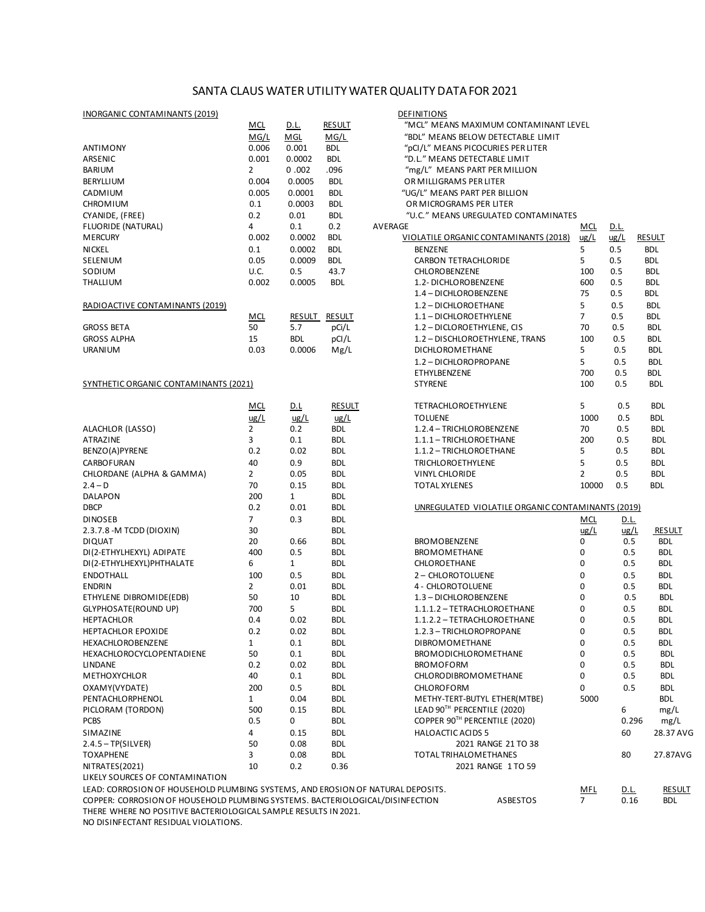# SANTA CLAUS WATER UTILITY WATER QUALITY DATA FOR 2021

## INORGANIC CONTAMINANTS (2019)

| | MCL MG/L | D.L. MGL | RESULT MG/L |
|---|---|---|---|
| ANTIMONY | 0.006 | 0.001 | BDL |
| ARSENIC | 0.001 | 0.0002 | BDL |
| BARIUM | 2 | 0 .002 | .096 |
| BERYLLIUM | 0.004 | 0.0005 | BDL |
| CADMIUM | 0.005 | 0.0001 | BDL |
| CHROMIUM | 0.1 | 0.0003 | BDL |
| CYANIDE, (FREE) | 0.2 | 0.01 | BDL |
| FLUORIDE (NATURAL) | 4 | 0.1 | 0.2 AVERAGE |
| MERCURY | 0.002 | 0.0002 | BDL |
| NICKEL | 0.1 | 0.0002 | BDL |
| SELENIUM | 0.05 | 0.0009 | BDL |
| SODIUM | U.C. | 0.5 | 43.7 |
| THALLIUM | 0.002 | 0.0005 | BDL |

## RADIOACTIVE CONTAMINANTS (2019)

| | MCL | RESULT | RESULT |
|---|---|---|---|
| GROSS BETA | 50 | 5.7 | pCi/L |
| GROSS ALPHA | 15 | BDL | pCI/L |
| URANIUM | 0.03 | 0.0006 | Mg/L |

## SYNTHETIC ORGANIC CONTAMINANTS (2021)

| | MCL ug/L | D.L ug/L | RESULT ug/L |
|---|---|---|---|
| ALACHLOR (LASSO) | 2 | 0.2 | BDL |
| ATRAZINE | 3 | 0.1 | BDL |
| BENZO(A)PYRENE | 0.2 | 0.02 | BDL |
| CARBOFURAN | 40 | 0.9 | BDL |
| CHLORDANE (ALPHA & GAMMA) | 2 | 0.05 | BDL |
| 2.4 – D | 70 | 0.15 | BDL |
| DALAPON | 200 | 1 | BDL |
| DBCP | 0.2 | 0.01 | BDL |
| DINOSEB | 7 | 0.3 | BDL |
| 2.3.7.8 -M TCDD (DIOXIN) | 30 | | BDL |
| DIQUAT | 20 | 0.66 | BDL |
| DI(2-ETHYLHEXYL) ADIPATE | 400 | 0.5 | BDL |
| DI(2-ETHYLHEXYL)PHTHALATE | 6 | 1 | BDL |
| ENDOTHALL | 100 | 0.5 | BDL |
| ENDRIN | 2 | 0.01 | BDL |
| ETHYLENE DIBROMIDE(EDB) | 50 | 10 | BDL |
| GLYPHOSATE(ROUND UP) | 700 | 5 | BDL |
| HEPTACHLOR | 0.4 | 0.02 | BDL |
| HEPTACHLOR EPOXIDE | 0.2 | 0.02 | BDL |
| HEXACHLOROBENZENE | 1 | 0.1 | BDL |
| HEXACHLOROCYCLOPENTADIENE | 50 | 0.1 | BDL |
| LINDANE | 0.2 | 0.02 | BDL |
| METHOXYCHLOR | 40 | 0.1 | BDL |
| OXAMY(VYDATE) | 200 | 0.5 | BDL |
| PENTACHLORPHENOL | 1 | 0.04 | BDL |
| PICLORAM (TORDON) | 500 | 0.15 | BDL |
| PCBS | 0.5 | 0 | BDL |
| SIMAZINE | 4 | 0.15 | BDL |
| 2.4.5 – TP(SILVER) | 50 | 0.08 | BDL |
| TOXAPHENE | 3 | 0.08 | BDL |
| NITRATES(2021) | 10 | 0.2 | 0.36 |

LIKELY SOURCES OF CONTAMINATION

LEAD: CORROSION OF HOUSEHOLD PLUMBING SYSTEMS, AND EROSION OF NATURAL DEPOSITS.

COPPER: CORROSION OF HOUSEHOLD PLUMBING SYSTEMS. BACTERIOLOGICAL/DISINFECTION

THERE WHERE NO POSITIVE BACTERIOLOGICAL SAMPLE RESULTS IN 2021.

NO DISINFECTANT RESIDUAL VIOLATIONS.

## DEFINITIONS

"MCL" MEANS MAXIMUM CONTAMINANT LEVEL

"BDL" MEANS BELOW DETECTABLE LIMIT

"pCI/L" MEANS PICOCURIES PER LITER

"D.L." MEANS DETECTABLE LIMIT

"mg/L" MEANS PART PER MILLION OR MILLIGRAMS PER LITER

"UG/L" MEANS PART PER BILLION OR MICROGRAMS PER LITER

"U.C." MEANS UREGULATED CONTAMINATES

## VIOLATILE ORGANIC CONTAMINANTS (2018)

| | MCL ug/L | D.L. ug/L | RESULT |
|---|---|---|---|
| BENZENE | 5 | 0.5 | BDL |
| CARBON TETRACHLORIDE | 5 | 0.5 | BDL |
| CHLOROBENZENE | 100 | 0.5 | BDL |
| 1.2- DICHLOROBENZENE | 600 | 0.5 | BDL |
| 1.4 – DICHLOROBENZENE | 75 | 0.5 | BDL |
| 1.2 – DICHLOROETHANE | 5 | 0.5 | BDL |
| 1.1 – DICHLOROETHYLENE | 7 | 0.5 | BDL |
| 1.2 – DICLOROETHYLENE, CIS | 70 | 0.5 | BDL |
| 1.2 – DISCHLOROETHYLENE, TRANS | 100 | 0.5 | BDL |
| DICHLOROMETHANE | 5 | 0.5 | BDL |
| 1.2 – DICHLOROPROPANE | 5 | 0.5 | BDL |
| ETHYLBENZENE | 700 | 0.5 | BDL |
| STYRENE | 100 | 0.5 | BDL |
| TETRACHLOROETHYLENE | 5 | 0.5 | BDL |
| TOLUENE | 1000 | 0.5 | BDL |
| 1.2.4 – TRICHLOROBENZENE | 70 | 0.5 | BDL |
| 1.1.1 – TRICHLOROETHANE | 200 | 0.5 | BDL |
| 1.1.2 – TRICHLOROETHANE | 5 | 0.5 | BDL |
| TRICHLOROETHYLENE | 5 | 0.5 | BDL |
| VINYL CHLORIDE | 2 | 0.5 | BDL |
| TOTAL XYLENES | 10000 | 0.5 | BDL |

## UNREGULATED VIOLATILE ORGANIC CONTAMINANTS (2019)

| | MCL ug/L | D.L. ug/L | RESULT |
|---|---|---|---|
| BROMOBENZENE | 0 | 0.5 | BDL |
| BROMOMETHANE | 0 | 0.5 | BDL |
| CHLOROETHANE | 0 | 0.5 | BDL |
| 2 – CHLOROTOLUENE | 0 | 0.5 | BDL |
| 4 - CHLOROTOLUENE | 0 | 0.5 | BDL |
| 1.3 – DICHLOROBENZENE | 0 | 0.5 | BDL |
| 1.1.1.2 – TETRACHLOROETHANE | 0 | 0.5 | BDL |
| 1.1.2.2 – TETRACHLOROETHANE | 0 | 0.5 | BDL |
| 1.2.3 – TRICHLOROPROPANE | 0 | 0.5 | BDL |
| DIBROMOMETHANE | 0 | 0.5 | BDL |
| BROMODICHLOROMETHANE | 0 | 0.5 | BDL |
| BROMOFORM | 0 | 0.5 | BDL |
| CHLORODIBROMOMETHANE | 0 | 0.5 | BDL |
| CHLOROFORM | 0 | 0.5 | BDL |
| METHY-TERT-BUTYL ETHER(MTBE) | 5000 | | BDL |
| LEAD 90TH PERCENTILE (2020) | | 6 | mg/L |
| COPPER 90TH PERCENTILE (2020) | | 0.296 | mg/L |
| HALOACTIC ACIDS 5 | | 60 | 28.37 AVG |
| 2021 RANGE 21 TO 38 | | | |
| TOTAL TRIHALOMETHANES | | 80 | 27.87AVG |
| 2021 RANGE 1 TO 59 | | | |

| | MFL | D.L. | RESULT |
|---|---|---|---|
| ASBESTOS | 7 | 0.16 | BDL |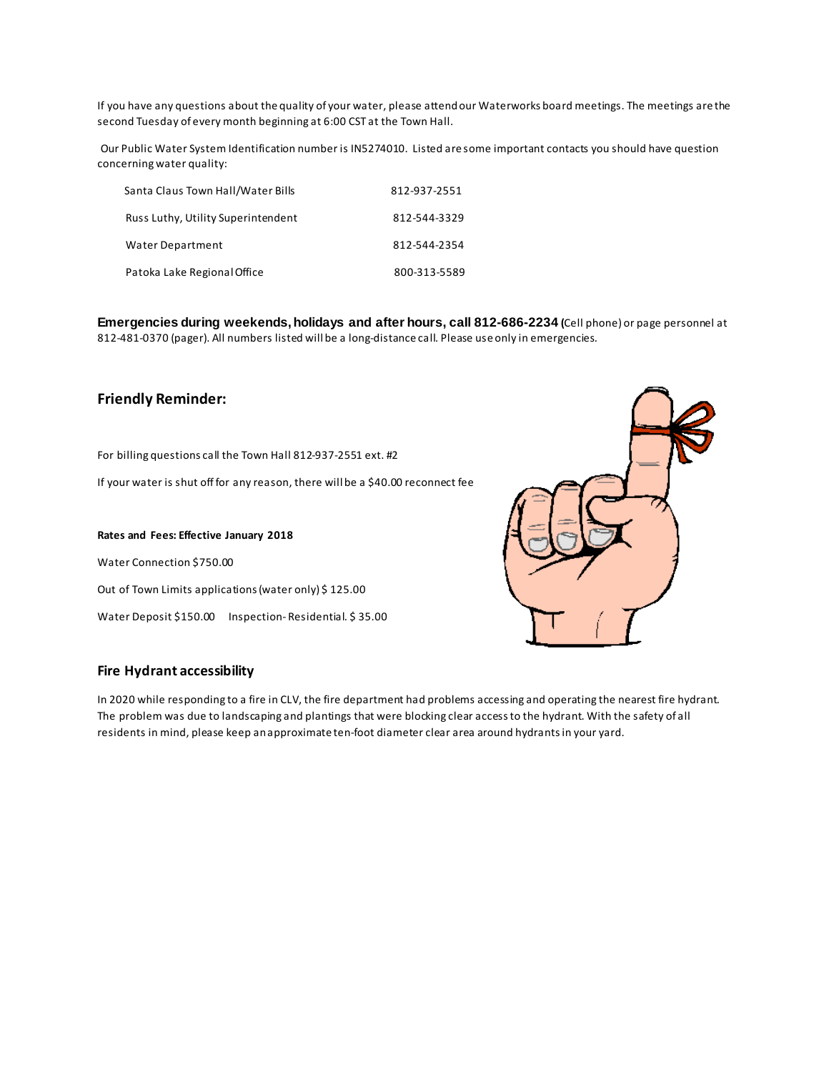If you have any questions about the quality of your water, please attend our Waterworks board meetings. The meetings are the second Tuesday of every month beginning at 6:00 CST at the Town Hall.

Our Public Water System Identification number is IN5274010. Listed are some important contacts you should have question concerning water quality:

| | |
|---|---|
| Santa Claus Town Hall/Water Bills | 812-937-2551 |
| Russ Luthy, Utility Superintendent | 812-544-3329 |
| Water Department | 812-544-2354 |
| Patoka Lake Regional Office | 800-313-5589 |

**Emergencies during weekends, holidays and after hours, call 812-686-2234** (Cell phone) or page personnel at 812-481-0370 (pager). All numbers listed will be a long-distance call. Please use only in emergencies.

## Friendly Reminder:

For billing questions call the Town Hall 812-937-2551 ext. #2

If your water is shut off for any reason, there will be a $40.00 reconnect fee

**Rates and Fees: Effective January 2018**

Water Connection $750.00

Out of Town Limits applications (water only) $ 125.00

Water Deposit $150.00     Inspection- Residential. $ 35.00

## Fire Hydrant accessibility

In 2020 while responding to a fire in CLV, the fire department had problems accessing and operating the nearest fire hydrant. The problem was due to landscaping and plantings that were blocking clear access to the hydrant. With the safety of all residents in mind, please keep an approximate ten-foot diameter clear area around hydrants in your yard.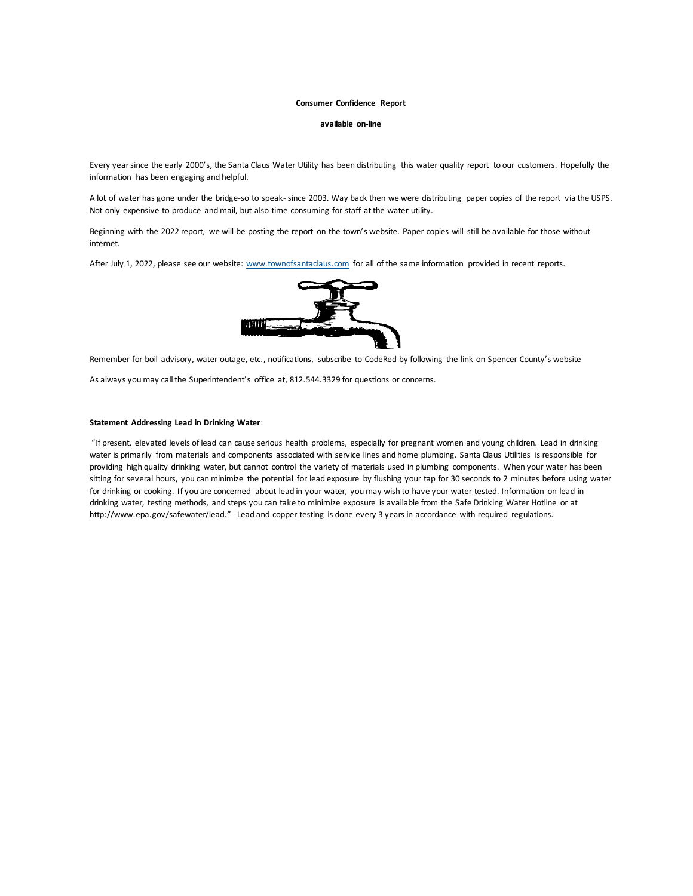**Consumer Confidence Report**

**available on-line**

Every year since the early 2000's, the Santa Claus Water Utility has been distributing this water quality report to our customers. Hopefully the information has been engaging and helpful.

A lot of water has gone under the bridge-so to speak- since 2003. Way back then we were distributing paper copies of the report via the USPS. Not only expensive to produce and mail, but also time consuming for staff at the water utility.

Beginning with the 2022 report, we will be posting the report on the town's website. Paper copies will still be available for those without internet.

After July 1, 2022, please see our website: www.townofsantaclaus.com for all of the same information provided in recent reports.

Remember for boil advisory, water outage, etc., notifications, subscribe to CodeRed by following the link on Spencer County's website

As always you may call the Superintendent's office at, 812.544.3329 for questions or concerns.

**Statement Addressing Lead in Drinking Water**:

"If present, elevated levels of lead can cause serious health problems, especially for pregnant women and young children. Lead in drinking water is primarily from materials and components associated with service lines and home plumbing. Santa Claus Utilities is responsible for providing high quality drinking water, but cannot control the variety of materials used in plumbing components. When your water has been sitting for several hours, you can minimize the potential for lead exposure by flushing your tap for 30 seconds to 2 minutes before using water for drinking or cooking. If you are concerned about lead in your water, you may wish to have your water tested. Information on lead in drinking water, testing methods, and steps you can take to minimize exposure is available from the Safe Drinking Water Hotline or at http://www.epa.gov/safewater/lead." Lead and copper testing is done every 3 years in accordance with required regulations.